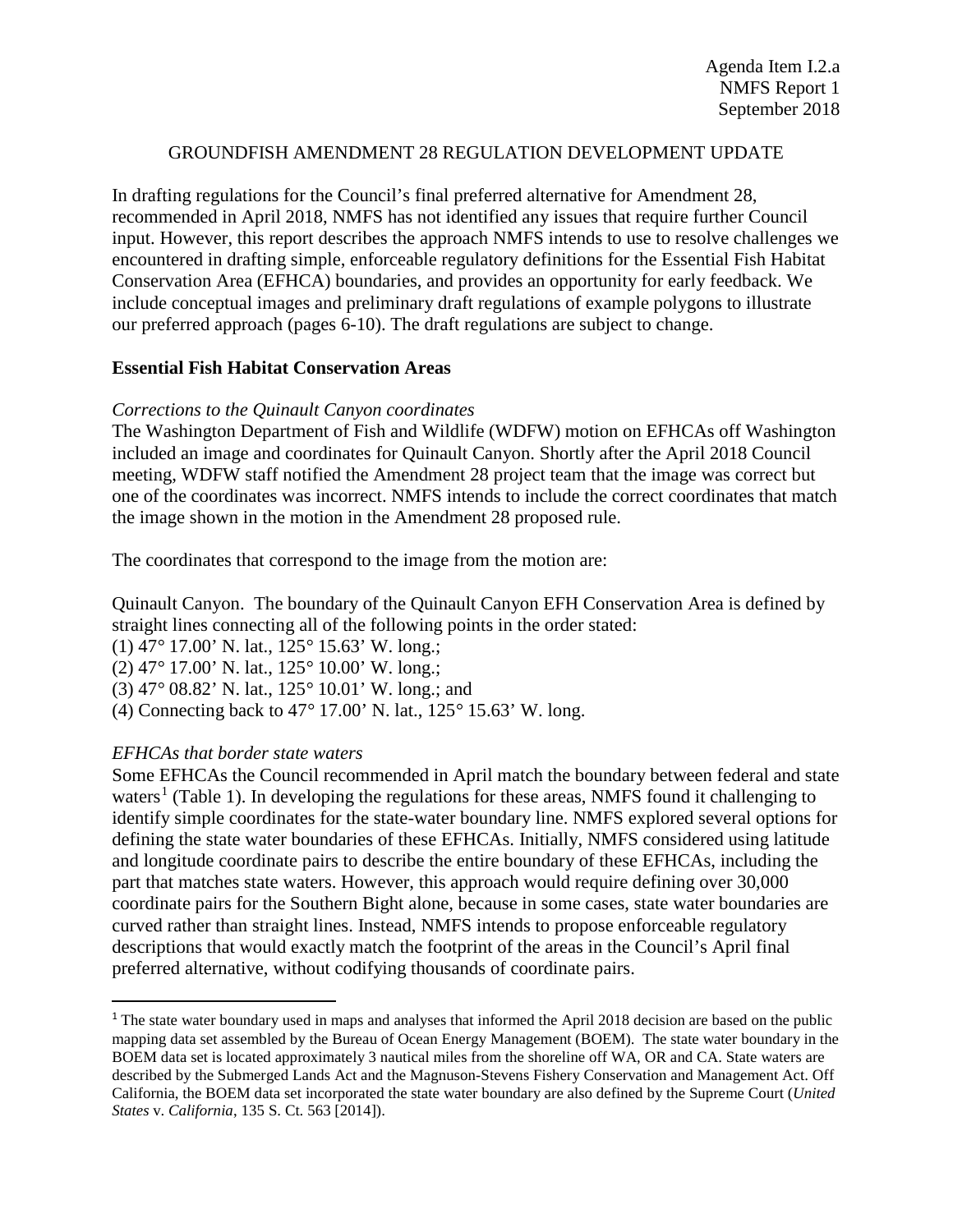Agenda Item I.2.a
NMFS Report 1
September 2018

# GROUNDFISH AMENDMENT 28 REGULATION DEVELOPMENT UPDATE

In drafting regulations for the Council's final preferred alternative for Amendment 28, recommended in April 2018, NMFS has not identified any issues that require further Council input. However, this report describes the approach NMFS intends to use to resolve challenges we encountered in drafting simple, enforceable regulatory definitions for the Essential Fish Habitat Conservation Area (EFHCA) boundaries, and provides an opportunity for early feedback. We include conceptual images and preliminary draft regulations of example polygons to illustrate our preferred approach (pages 6-10). The draft regulations are subject to change.

## Essential Fish Habitat Conservation Areas

*Corrections to the Quinault Canyon coordinates*

The Washington Department of Fish and Wildlife (WDFW) motion on EFHCAs off Washington included an image and coordinates for Quinault Canyon. Shortly after the April 2018 Council meeting, WDFW staff notified the Amendment 28 project team that the image was correct but one of the coordinates was incorrect. NMFS intends to include the correct coordinates that match the image shown in the motion in the Amendment 28 proposed rule.

The coordinates that correspond to the image from the motion are:

Quinault Canyon. The boundary of the Quinault Canyon EFH Conservation Area is defined by straight lines connecting all of the following points in the order stated:

(1) 47° 17.00' N. lat., 125° 15.63' W. long.;
(2) 47° 17.00' N. lat., 125° 10.00' W. long.;
(3) 47° 08.82' N. lat., 125° 10.01' W. long.; and
(4) Connecting back to 47° 17.00' N. lat., 125° 15.63' W. long.

*EFHCAs that border state waters*

Some EFHCAs the Council recommended in April match the boundary between federal and state waters[1] (Table 1). In developing the regulations for these areas, NMFS found it challenging to identify simple coordinates for the state-water boundary line. NMFS explored several options for defining the state water boundaries of these EFHCAs. Initially, NMFS considered using latitude and longitude coordinate pairs to describe the entire boundary of these EFHCAs, including the part that matches state waters. However, this approach would require defining over 30,000 coordinate pairs for the Southern Bight alone, because in some cases, state water boundaries are curved rather than straight lines. Instead, NMFS intends to propose enforceable regulatory descriptions that would exactly match the footprint of the areas in the Council's April final preferred alternative, without codifying thousands of coordinate pairs.

[1] The state water boundary used in maps and analyses that informed the April 2018 decision are based on the public mapping data set assembled by the Bureau of Ocean Energy Management (BOEM). The state water boundary in the BOEM data set is located approximately 3 nautical miles from the shoreline off WA, OR and CA. State waters are described by the Submerged Lands Act and the Magnuson-Stevens Fishery Conservation and Management Act. Off California, the BOEM data set incorporated the state water boundary are also defined by the Supreme Court (*United States* v. *California*, 135 S. Ct. 563 [2014]).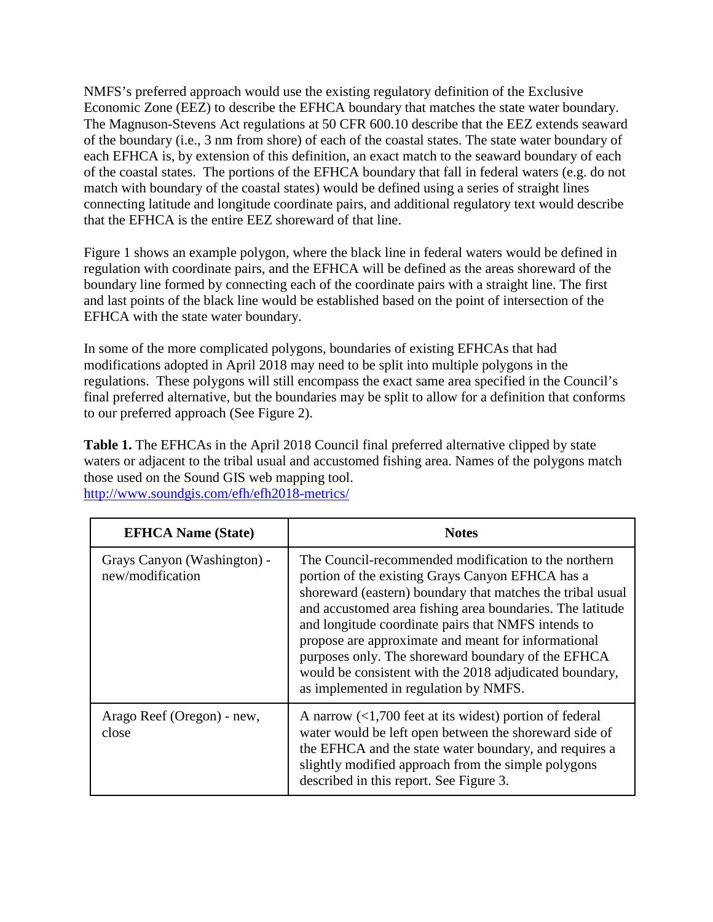NMFS's preferred approach would use the existing regulatory definition of the Exclusive Economic Zone (EEZ) to describe the EFHCA boundary that matches the state water boundary. The Magnuson-Stevens Act regulations at 50 CFR 600.10 describe that the EEZ extends seaward of the boundary (i.e., 3 nm from shore) of each of the coastal states. The state water boundary of each EFHCA is, by extension of this definition, an exact match to the seaward boundary of each of the coastal states. The portions of the EFHCA boundary that fall in federal waters (e.g. do not match with boundary of the coastal states) would be defined using a series of straight lines connecting latitude and longitude coordinate pairs, and additional regulatory text would describe that the EFHCA is the entire EEZ shoreward of that line.

Figure 1 shows an example polygon, where the black line in federal waters would be defined in regulation with coordinate pairs, and the EFHCA will be defined as the areas shoreward of the boundary line formed by connecting each of the coordinate pairs with a straight line. The first and last points of the black line would be established based on the point of intersection of the EFHCA with the state water boundary.

In some of the more complicated polygons, boundaries of existing EFHCAs that had modifications adopted in April 2018 may need to be split into multiple polygons in the regulations. These polygons will still encompass the exact same area specified in the Council's final preferred alternative, but the boundaries may be split to allow for a definition that conforms to our preferred approach (See Figure 2).

**Table 1.** The EFHCAs in the April 2018 Council final preferred alternative clipped by state waters or adjacent to the tribal usual and accustomed fishing area. Names of the polygons match those used on the Sound GIS web mapping tool.
http://www.soundgis.com/efh/efh2018-metrics/

| EFHCA Name (State) | Notes |
|---|---|
| Grays Canyon (Washington) - new/modification | The Council-recommended modification to the northern portion of the existing Grays Canyon EFHCA has a shoreward (eastern) boundary that matches the tribal usual and accustomed area fishing area boundaries. The latitude and longitude coordinate pairs that NMFS intends to propose are approximate and meant for informational purposes only. The shoreward boundary of the EFHCA would be consistent with the 2018 adjudicated boundary, as implemented in regulation by NMFS. |
| Arago Reef (Oregon) - new, close | A narrow (<1,700 feet at its widest) portion of federal water would be left open between the shoreward side of the EFHCA and the state water boundary, and requires a slightly modified approach from the simple polygons described in this report. See Figure 3. |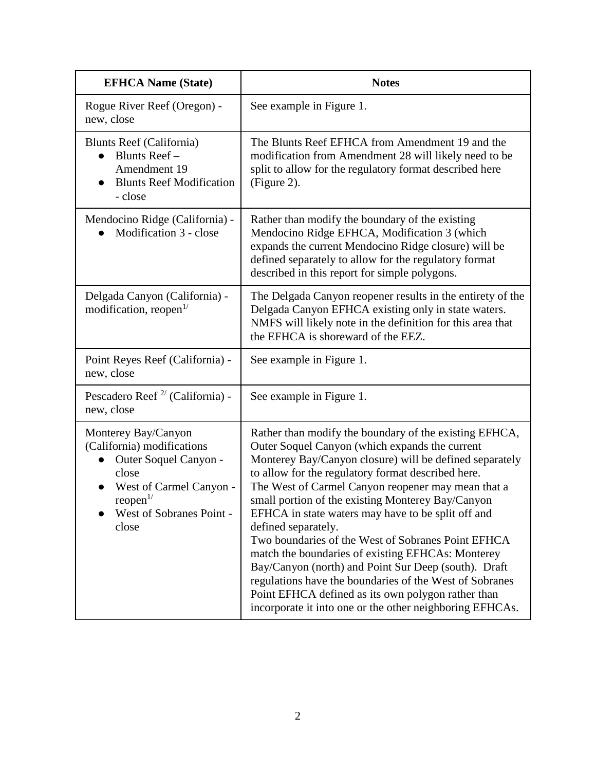| EFHCA Name (State) | Notes |
|---|---|
| Rogue River Reef (Oregon) - new, close | See example in Figure 1. |
| Blunts Reef (California)<br>● Blunts Reef – Amendment 19<br>● Blunts Reef Modification - close | The Blunts Reef EFHCA from Amendment 19 and the modification from Amendment 28 will likely need to be split to allow for the regulatory format described here (Figure 2). |
| Mendocino Ridge (California) -<br>● Modification 3 - close | Rather than modify the boundary of the existing Mendocino Ridge EFHCA, Modification 3 (which expands the current Mendocino Ridge closure) will be defined separately to allow for the regulatory format described in this report for simple polygons. |
| Delgada Canyon (California) - modification, reopen[1/] | The Delgada Canyon reopener results in the entirety of the Delgada Canyon EFHCA existing only in state waters. NMFS will likely note in the definition for this area that the EFHCA is shoreward of the EEZ. |
| Point Reyes Reef (California) - new, close | See example in Figure 1. |
| Pescadero Reef [2/] (California) - new, close | See example in Figure 1. |
| Monterey Bay/Canyon (California) modifications<br>● Outer Soquel Canyon - close<br>● West of Carmel Canyon - reopen[1/]<br>● West of Sobranes Point - close | Rather than modify the boundary of the existing EFHCA, Outer Soquel Canyon (which expands the current Monterey Bay/Canyon closure) will be defined separately to allow for the regulatory format described here.<br>The West of Carmel Canyon reopener may mean that a small portion of the existing Monterey Bay/Canyon EFHCA in state waters may have to be split off and defined separately.<br>Two boundaries of the West of Sobranes Point EFHCA match the boundaries of existing EFHCAs: Monterey Bay/Canyon (north) and Point Sur Deep (south). Draft regulations have the boundaries of the West of Sobranes Point EFHCA defined as its own polygon rather than incorporate it into one or the other neighboring EFHCAs. |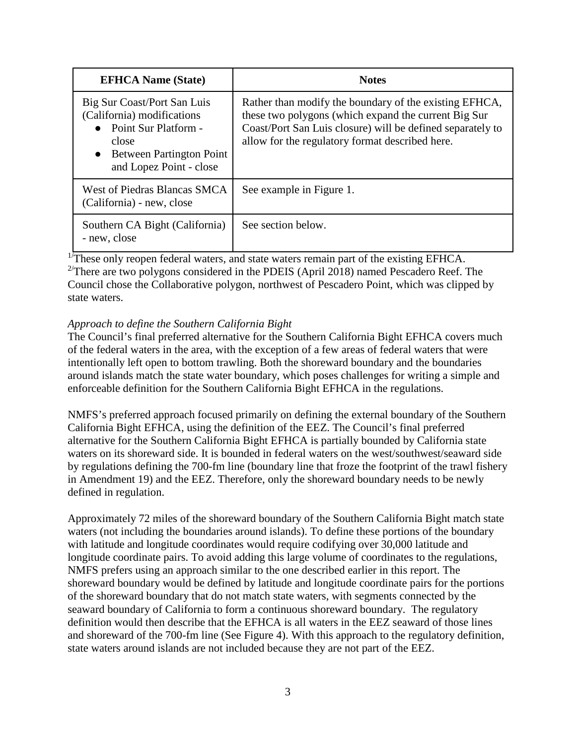| EFHCA Name (State) | Notes |
| --- | --- |
| Big Sur Coast/Port San Luis (California) modifications<br>● Point Sur Platform - close<br>● Between Partington Point and Lopez Point - close | Rather than modify the boundary of the existing EFHCA, these two polygons (which expand the current Big Sur Coast/Port San Luis closure) will be defined separately to allow for the regulatory format described here. |
| West of Piedras Blancas SMCA (California) - new, close | See example in Figure 1. |
| Southern CA Bight (California) - new, close | See section below. |

[1/]These only reopen federal waters, and state waters remain part of the existing EFHCA.
[2/]There are two polygons considered in the PDEIS (April 2018) named Pescadero Reef. The Council chose the Collaborative polygon, northwest of Pescadero Point, which was clipped by state waters.

*Approach to define the Southern California Bight*

The Council's final preferred alternative for the Southern California Bight EFHCA covers much of the federal waters in the area, with the exception of a few areas of federal waters that were intentionally left open to bottom trawling. Both the shoreward boundary and the boundaries around islands match the state water boundary, which poses challenges for writing a simple and enforceable definition for the Southern California Bight EFHCA in the regulations.

NMFS's preferred approach focused primarily on defining the external boundary of the Southern California Bight EFHCA, using the definition of the EEZ. The Council's final preferred alternative for the Southern California Bight EFHCA is partially bounded by California state waters on its shoreward side. It is bounded in federal waters on the west/southwest/seaward side by regulations defining the 700-fm line (boundary line that froze the footprint of the trawl fishery in Amendment 19) and the EEZ. Therefore, only the shoreward boundary needs to be newly defined in regulation.

Approximately 72 miles of the shoreward boundary of the Southern California Bight match state waters (not including the boundaries around islands). To define these portions of the boundary with latitude and longitude coordinates would require codifying over 30,000 latitude and longitude coordinate pairs. To avoid adding this large volume of coordinates to the regulations, NMFS prefers using an approach similar to the one described earlier in this report. The shoreward boundary would be defined by latitude and longitude coordinate pairs for the portions of the shoreward boundary that do not match state waters, with segments connected by the seaward boundary of California to form a continuous shoreward boundary. The regulatory definition would then describe that the EFHCA is all waters in the EEZ seaward of those lines and shoreward of the 700-fm line (See Figure 4). With this approach to the regulatory definition, state waters around islands are not included because they are not part of the EEZ.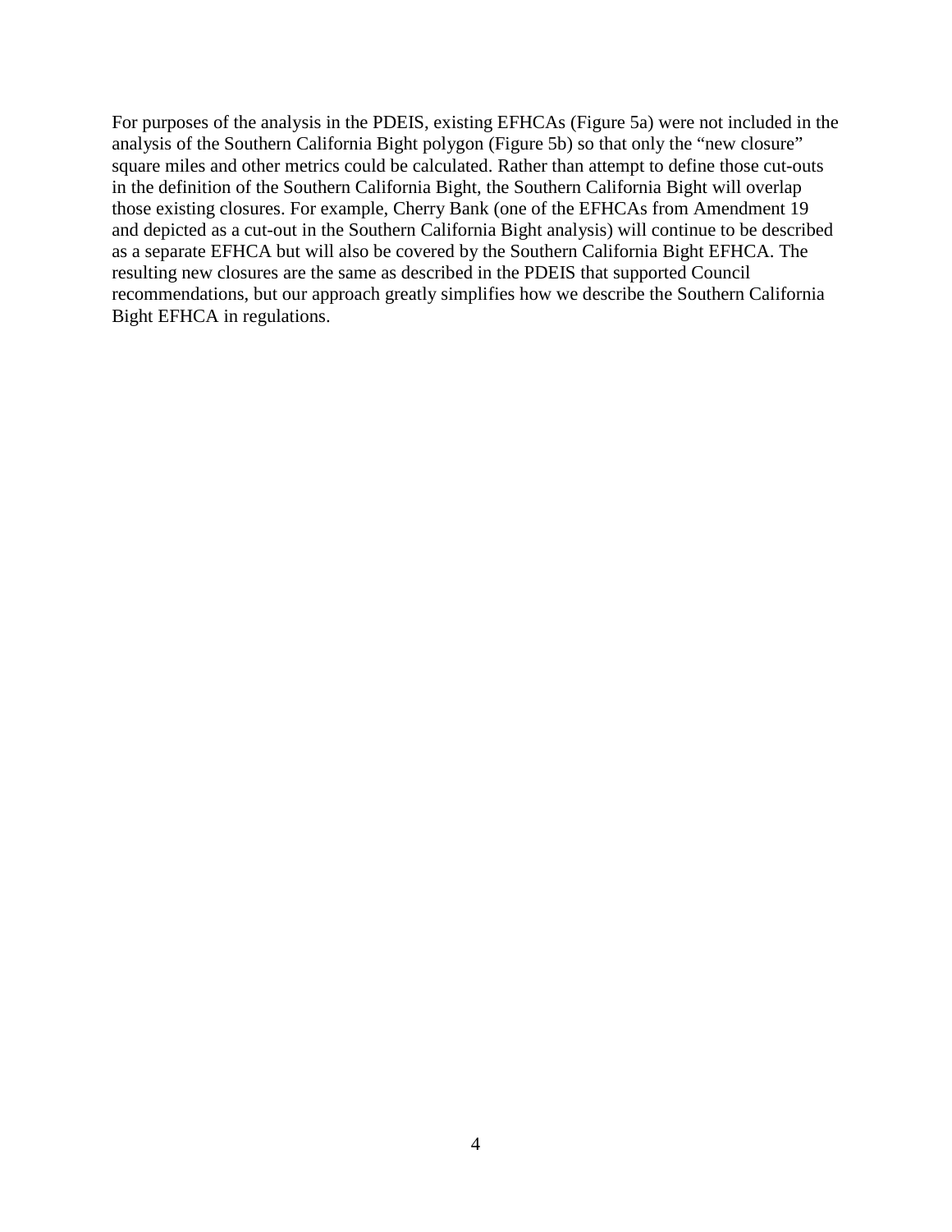For purposes of the analysis in the PDEIS, existing EFHCAs (Figure 5a) were not included in the analysis of the Southern California Bight polygon (Figure 5b) so that only the "new closure" square miles and other metrics could be calculated. Rather than attempt to define those cut-outs in the definition of the Southern California Bight, the Southern California Bight will overlap those existing closures. For example, Cherry Bank (one of the EFHCAs from Amendment 19 and depicted as a cut-out in the Southern California Bight analysis) will continue to be described as a separate EFHCA but will also be covered by the Southern California Bight EFHCA. The resulting new closures are the same as described in the PDEIS that supported Council recommendations, but our approach greatly simplifies how we describe the Southern California Bight EFHCA in regulations.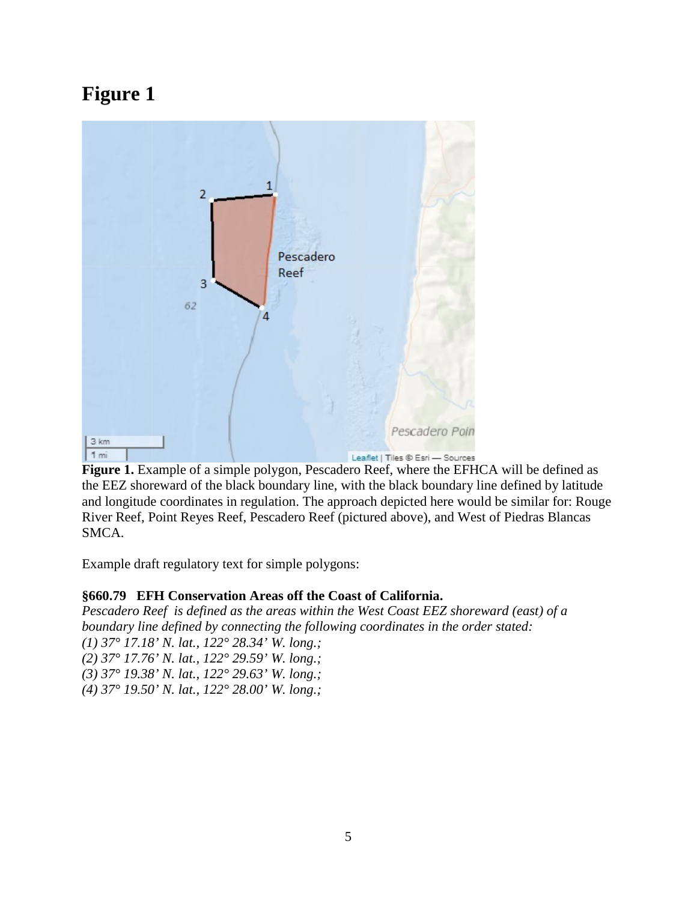# Figure 1

**Figure 1.** Example of a simple polygon, Pescadero Reef, where the EFHCA will be defined as the EEZ shoreward of the black boundary line, with the black boundary line defined by latitude and longitude coordinates in regulation. The approach depicted here would be similar for: Rouge River Reef, Point Reyes Reef, Pescadero Reef (pictured above), and West of Piedras Blancas SMCA.

Example draft regulatory text for simple polygons:

**§660.79 EFH Conservation Areas off the Coast of California.**

*Pescadero Reef is defined as the areas within the West Coast EEZ shoreward (east) of a boundary line defined by connecting the following coordinates in the order stated:*
*(1) 37° 17.18' N. lat., 122° 28.34' W. long.;*
*(2) 37° 17.76' N. lat., 122° 29.59' W. long.;*
*(3) 37° 19.38' N. lat., 122° 29.63' W. long.;*
*(4) 37° 19.50' N. lat., 122° 28.00' W. long.;*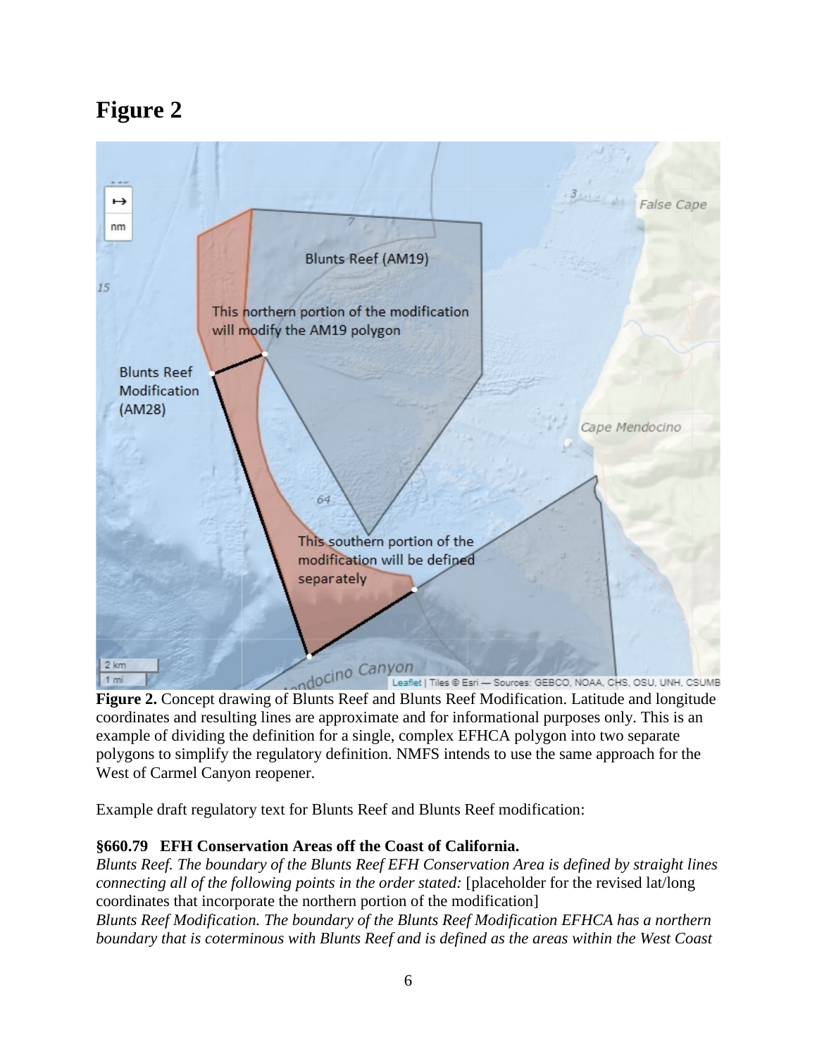# Figure 2

**Figure 2.** Concept drawing of Blunts Reef and Blunts Reef Modification. Latitude and longitude coordinates and resulting lines are approximate and for informational purposes only. This is an example of dividing the definition for a single, complex EFHCA polygon into two separate polygons to simplify the regulatory definition. NMFS intends to use the same approach for the West of Carmel Canyon reopener.

Example draft regulatory text for Blunts Reef and Blunts Reef modification:

**§660.79 EFH Conservation Areas off the Coast of California.**

*Blunts Reef. The boundary of the Blunts Reef EFH Conservation Area is defined by straight lines connecting all of the following points in the order stated:* [placeholder for the revised lat/long coordinates that incorporate the northern portion of the modification]

*Blunts Reef Modification. The boundary of the Blunts Reef Modification EFHCA has a northern boundary that is coterminous with Blunts Reef and is defined as the areas within the West Coast*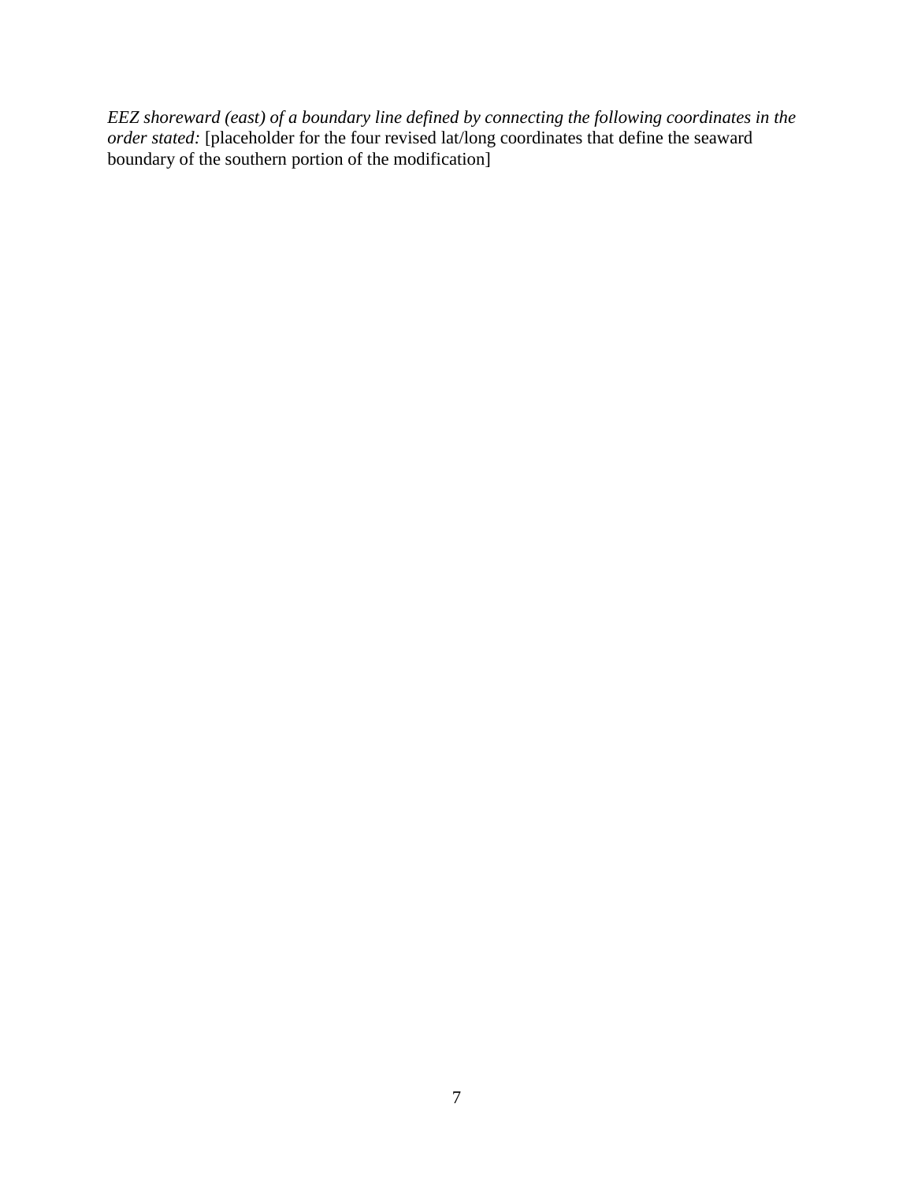*EEZ shoreward (east) of a boundary line defined by connecting the following coordinates in the order stated:* [placeholder for the four revised lat/long coordinates that define the seaward boundary of the southern portion of the modification]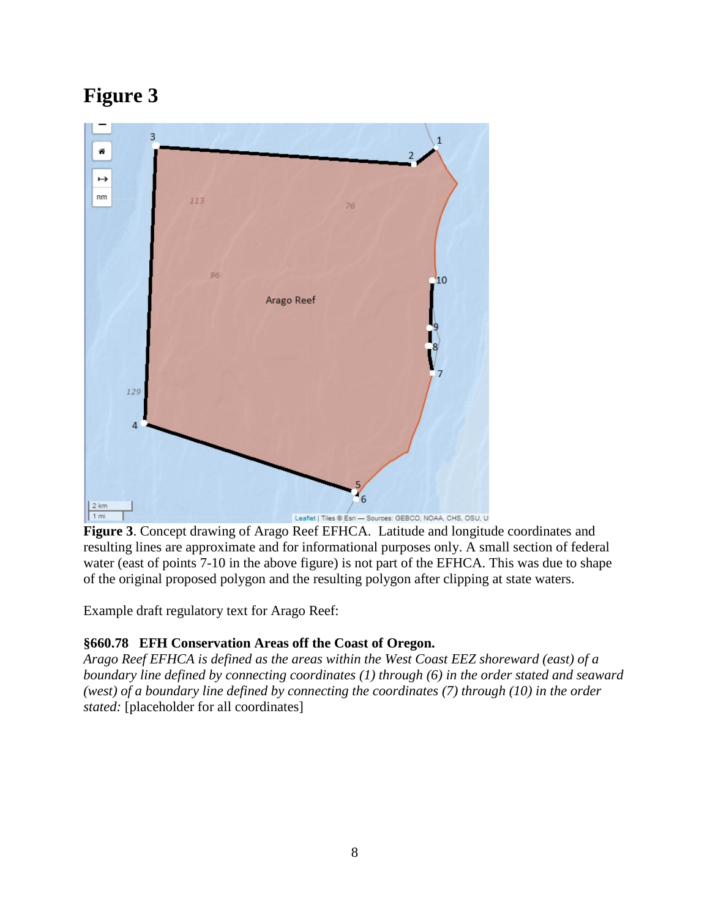# Figure 3

**Figure 3**. Concept drawing of Arago Reef EFHCA. Latitude and longitude coordinates and resulting lines are approximate and for informational purposes only. A small section of federal water (east of points 7-10 in the above figure) is not part of the EFHCA. This was due to shape of the original proposed polygon and the resulting polygon after clipping at state waters.

Example draft regulatory text for Arago Reef:

**§660.78 EFH Conservation Areas off the Coast of Oregon.**

*Arago Reef EFHCA is defined as the areas within the West Coast EEZ shoreward (east) of a boundary line defined by connecting coordinates (1) through (6) in the order stated and seaward (west) of a boundary line defined by connecting the coordinates (7) through (10) in the order stated:* [placeholder for all coordinates]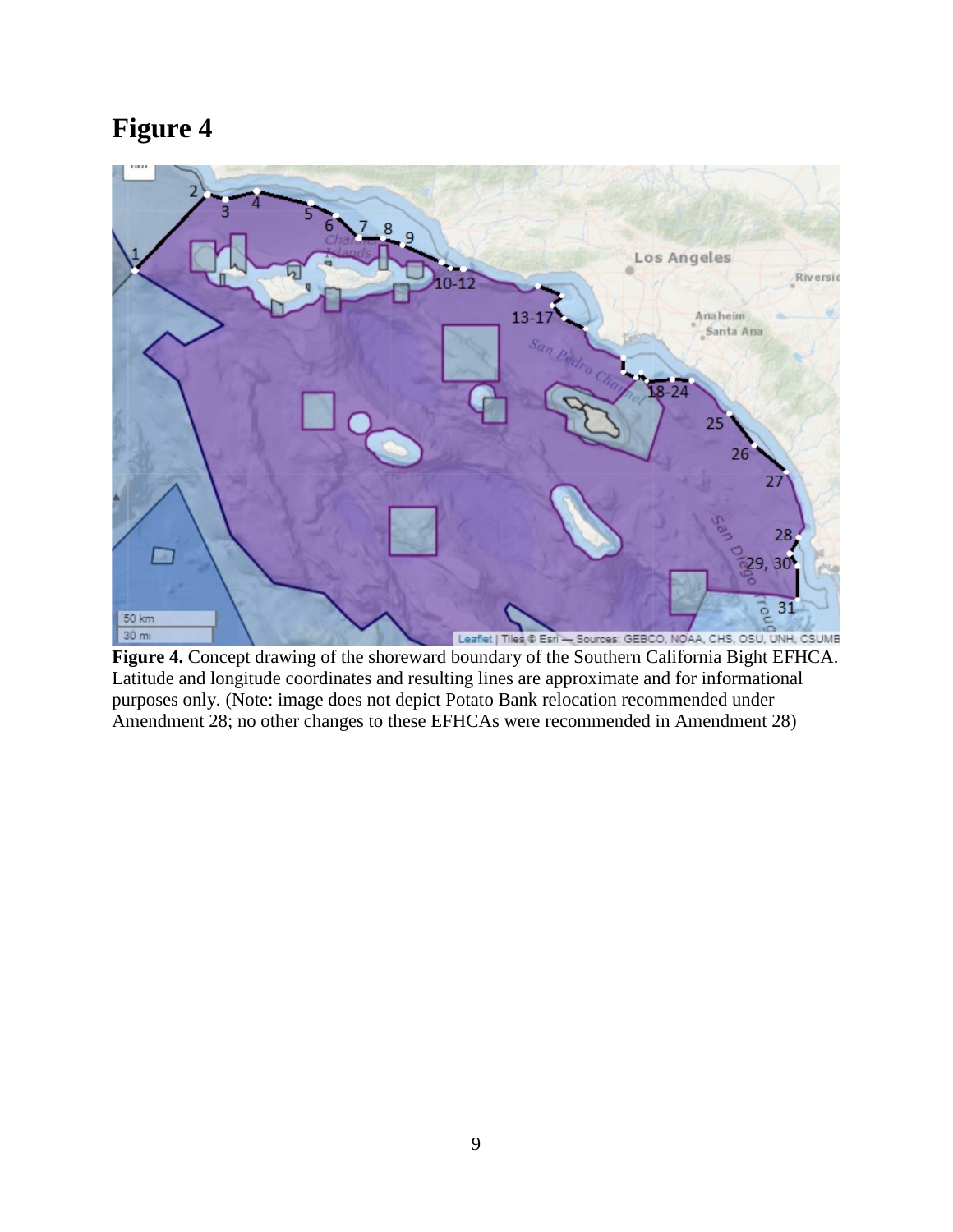# Figure 4

**Figure 4.** Concept drawing of the shoreward boundary of the Southern California Bight EFHCA. Latitude and longitude coordinates and resulting lines are approximate and for informational purposes only. (Note: image does not depict Potato Bank relocation recommended under Amendment 28; no other changes to these EFHCAs were recommended in Amendment 28)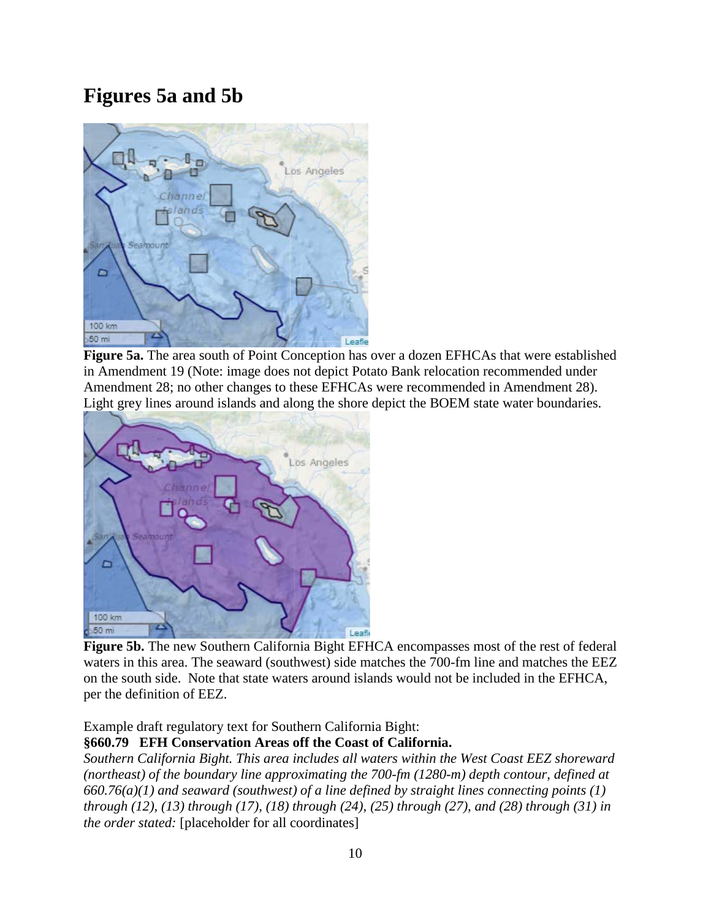# Figures 5a and 5b

Los Angeles
Channel Islands
San Juan Seamount
100 km
50 mi
Leaflet

**Figure 5a.** The area south of Point Conception has over a dozen EFHCAs that were established in Amendment 19 (Note: image does not depict Potato Bank relocation recommended under Amendment 28; no other changes to these EFHCAs were recommended in Amendment 28). Light grey lines around islands and along the shore depict the BOEM state water boundaries.

Los Angeles
Channel Islands
San Juan Seamount
100 km
50 mi
Leaflet

**Figure 5b.** The new Southern California Bight EFHCA encompasses most of the rest of federal waters in this area. The seaward (southwest) side matches the 700-fm line and matches the EEZ on the south side. Note that state waters around islands would not be included in the EFHCA, per the definition of EEZ.

Example draft regulatory text for Southern California Bight:

**§660.79 EFH Conservation Areas off the Coast of California.**

*Southern California Bight. This area includes all waters within the West Coast EEZ shoreward (northeast) of the boundary line approximating the 700-fm (1280-m) depth contour, defined at 660.76(a)(1) and seaward (southwest) of a line defined by straight lines connecting points (1) through (12), (13) through (17), (18) through (24), (25) through (27), and (28) through (31) in the order stated:* [placeholder for all coordinates]